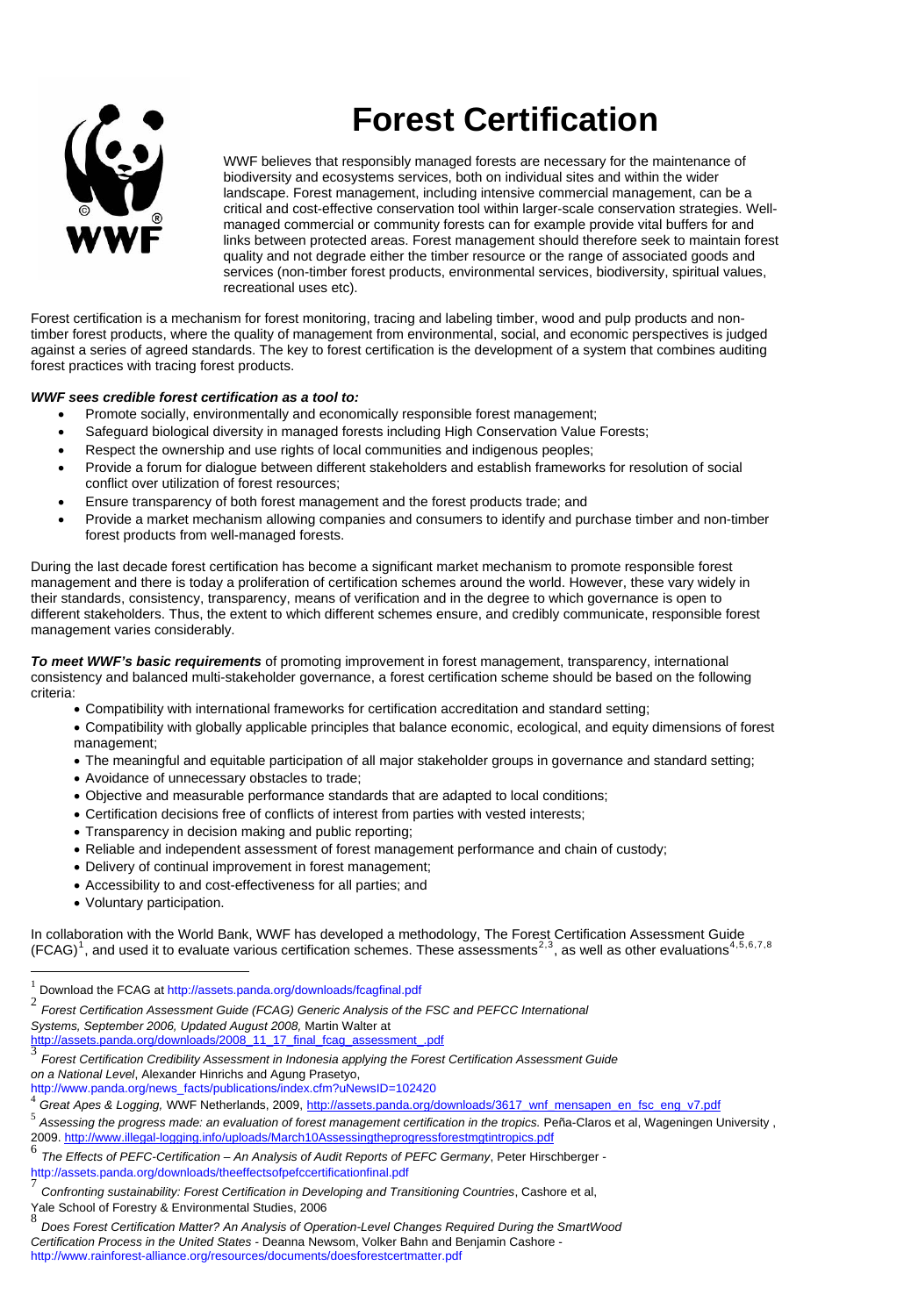# Forest Certification

WWF believes that responsibly managed forests are necessary for the maintenance of biodiversity and ecosystems services, both on individual sites and within the wider landscape. Forest management, including intensive commercial management, can be a critical and cost-effective conservation tool within larger-scale conservation strategies. Well-managed commercial or community forests can for example provide vital buffers for and links between protected areas. Forest management should therefore seek to maintain forest quality and not degrade either the timber resource or the range of associated goods and services (non-timber forest products, environmental services, biodiversity, spiritual values, recreational uses etc).

Forest certification is a mechanism for forest monitoring, tracing and labeling timber, wood and pulp products and non-timber forest products, where the quality of management from environmental, social, and economic perspectives is judged against a series of agreed standards. The key to forest certification is the development of a system that combines auditing forest practices with tracing forest products.

***WWF sees credible forest certification as a tool to:***

- Promote socially, environmentally and economically responsible forest management;
- Safeguard biological diversity in managed forests including High Conservation Value Forests;
- Respect the ownership and use rights of local communities and indigenous peoples;
- Provide a forum for dialogue between different stakeholders and establish frameworks for resolution of social conflict over utilization of forest resources;
- Ensure transparency of both forest management and the forest products trade; and
- Provide a market mechanism allowing companies and consumers to identify and purchase timber and non-timber forest products from well-managed forests.

During the last decade forest certification has become a significant market mechanism to promote responsible forest management and there is today a proliferation of certification schemes around the world. However, these vary widely in their standards, consistency, transparency, means of verification and in the degree to which governance is open to different stakeholders. Thus, the extent to which different schemes ensure, and credibly communicate, responsible forest management varies considerably.

***To meet WWF's basic requirements*** of promoting improvement in forest management, transparency, international consistency and balanced multi-stakeholder governance, a forest certification scheme should be based on the following criteria:

- Compatibility with international frameworks for certification accreditation and standard setting;
- Compatibility with globally applicable principles that balance economic, ecological, and equity dimensions of forest management;
- The meaningful and equitable participation of all major stakeholder groups in governance and standard setting;
- Avoidance of unnecessary obstacles to trade;
- Objective and measurable performance standards that are adapted to local conditions;
- Certification decisions free of conflicts of interest from parties with vested interests;
- Transparency in decision making and public reporting;
- Reliable and independent assessment of forest management performance and chain of custody;
- Delivery of continual improvement in forest management;
- Accessibility to and cost-effectiveness for all parties; and
- Voluntary participation.

In collaboration with the World Bank, WWF has developed a methodology, The Forest Certification Assessment Guide (FCAG)[1], and used it to evaluate various certification schemes. These assessments[2,3], as well as other evaluations[4,5,6,7,8]

---

[1] Download the FCAG at http://assets.panda.org/downloads/fcagfinal.pdf

[2] *Forest Certification Assessment Guide (FCAG) Generic Analysis of the FSC and PEFCC International Systems, September 2006, Updated August 2008,* Martin Walter at http://assets.panda.org/downloads/2008_11_17_final_fcag_assessment_.pdf

[3] *Forest Certification Credibility Assessment in Indonesia applying the Forest Certification Assessment Guide on a National Level*, Alexander Hinrichs and Agung Prasetyo, http://www.panda.org/news_facts/publications/index.cfm?uNewsID=102420

[4] *Great Apes & Logging,* WWF Netherlands, 2009, http://assets.panda.org/downloads/3617_wnf_mensapen_en_fsc_eng_v7.pdf

[5] *Assessing the progress made: an evaluation of forest management certification in the tropics.* Peña-Claros et al, Wageningen University , 2009. http://www.illegal-logging.info/uploads/March10Assessingtheprogressforestmgtintropics.pdf

[6] *The Effects of PEFC-Certification – An Analysis of Audit Reports of PEFC Germany*, Peter Hirschberger - http://assets.panda.org/downloads/theeffectsofpefccertificationfinal.pdf

[7] *Confronting sustainability: Forest Certification in Developing and Transitioning Countries*, Cashore et al, Yale School of Forestry & Environmental Studies, 2006

[8] *Does Forest Certification Matter? An Analysis of Operation-Level Changes Required During the SmartWood Certification Process in the United States* - Deanna Newsom, Volker Bahn and Benjamin Cashore - http://www.rainforest-alliance.org/resources/documents/doesforestcertmatter.pdf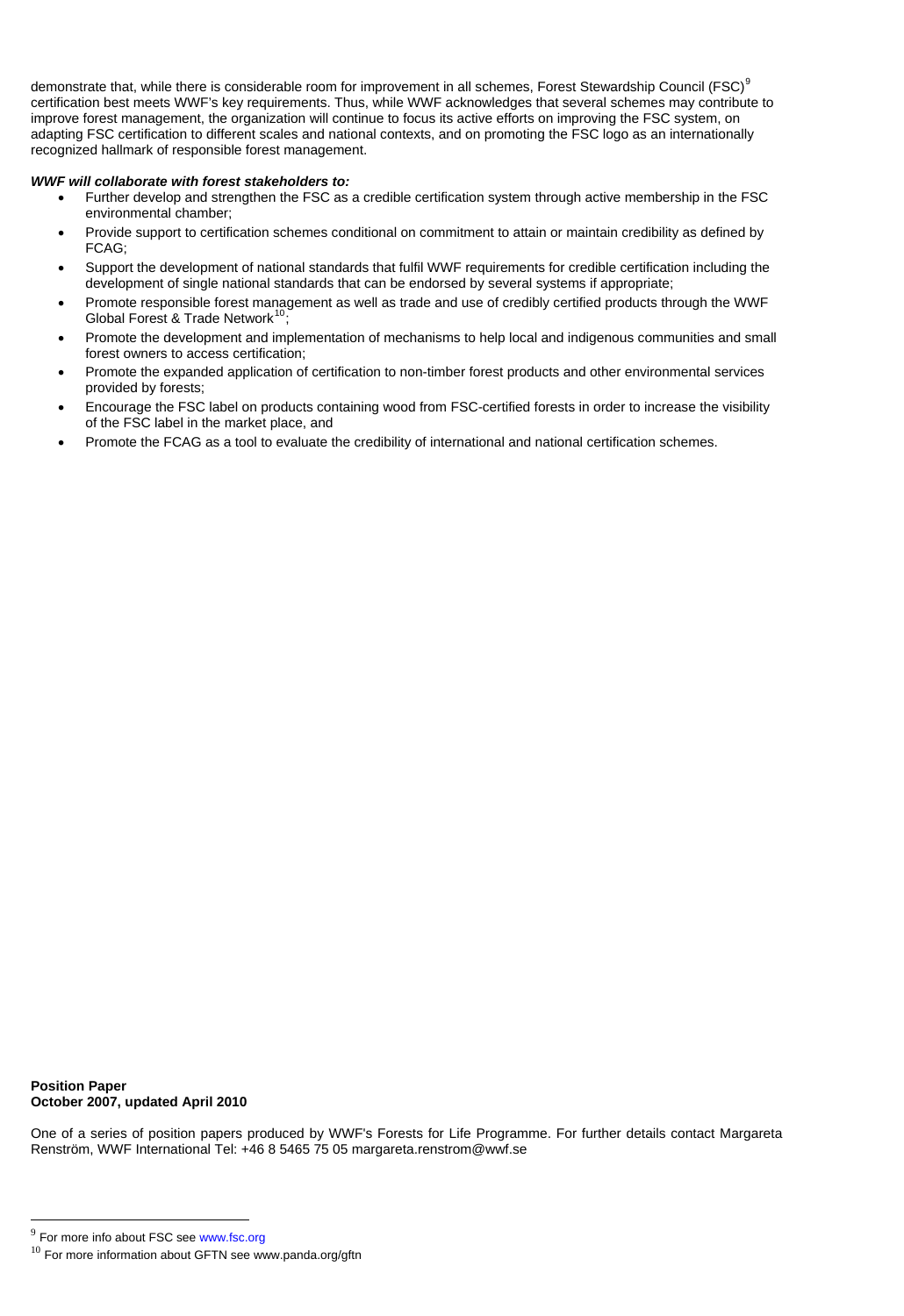demonstrate that, while there is considerable room for improvement in all schemes, Forest Stewardship Council (FSC)[9] certification best meets WWF's key requirements. Thus, while WWF acknowledges that several schemes may contribute to improve forest management, the organization will continue to focus its active efforts on improving the FSC system, on adapting FSC certification to different scales and national contexts, and on promoting the FSC logo as an internationally recognized hallmark of responsible forest management.

***WWF will collaborate with forest stakeholders to:***

- Further develop and strengthen the FSC as a credible certification system through active membership in the FSC environmental chamber;
- Provide support to certification schemes conditional on commitment to attain or maintain credibility as defined by FCAG;
- Support the development of national standards that fulfil WWF requirements for credible certification including the development of single national standards that can be endorsed by several systems if appropriate;
- Promote responsible forest management as well as trade and use of credibly certified products through the WWF Global Forest & Trade Network[10];
- Promote the development and implementation of mechanisms to help local and indigenous communities and small forest owners to access certification;
- Promote the expanded application of certification to non-timber forest products and other environmental services provided by forests;
- Encourage the FSC label on products containing wood from FSC-certified forests in order to increase the visibility of the FSC label in the market place, and
- Promote the FCAG as a tool to evaluate the credibility of international and national certification schemes.

**Position Paper**
**October 2007, updated April 2010**

One of a series of position papers produced by WWF's Forests for Life Programme. For further details contact Margareta Renström, WWF International Tel: +46 8 5465 75 05 margareta.renstrom@wwf.se

[9] For more info about FSC see www.fsc.org

[10] For more information about GFTN see www.panda.org/gftn